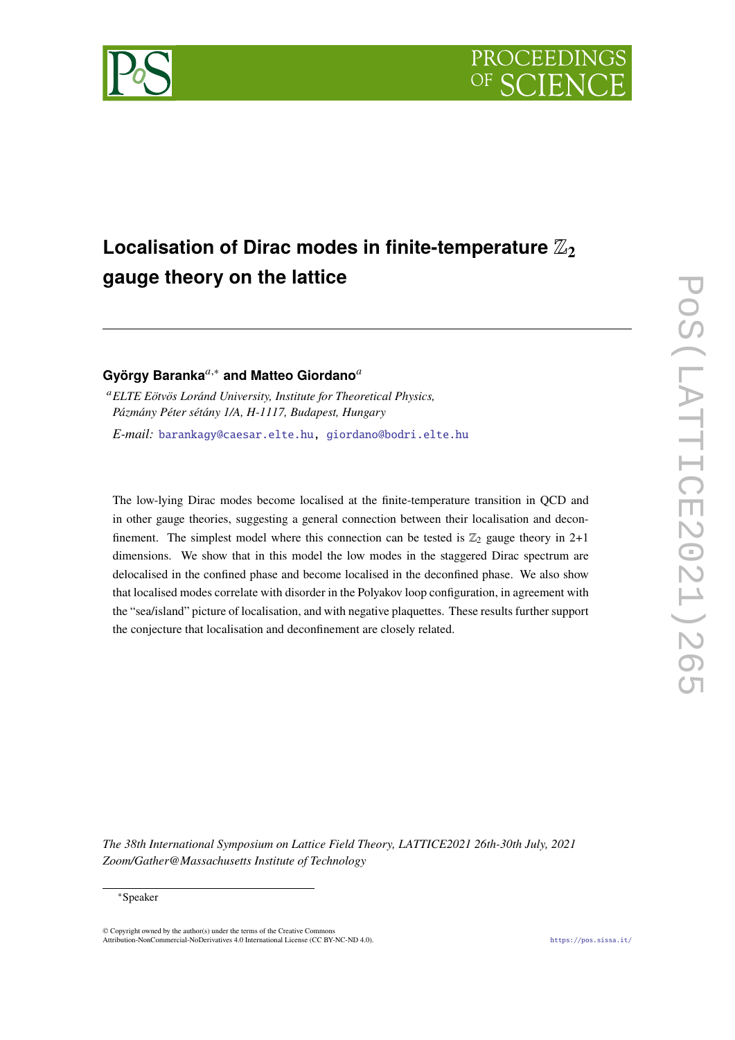# Localisation of Dirac modes in finite-temperature $\mathbb{Z}_2$ gauge theory on the lattice

**György Baranka**[a,*] **and Matteo Giordano**[a]

[a] *ELTE Eötvös Loránd University, Institute for Theoretical Physics, Pázmány Péter sétány 1/A, H-1117, Budapest, Hungary*

*E-mail:* baranka@caesar.elte.hu, giordano@bodri.elte.hu

The low-lying Dirac modes become localised at the finite-temperature transition in QCD and in other gauge theories, suggesting a general connection between their localisation and deconfinement. The simplest model where this connection can be tested is $\mathbb{Z}_2$ gauge theory in 2+1 dimensions. We show that in this model the low modes in the staggered Dirac spectrum are delocalised in the confined phase and become localised in the deconfined phase. We also show that localised modes correlate with disorder in the Polyakov loop configuration, in agreement with the "sea/island" picture of localisation, and with negative plaquettes. These results further support the conjecture that localisation and deconfinement are closely related.

*The 38th International Symposium on Lattice Field Theory, LATTICE2021 26th-30th July, 2021 Zoom/Gather@Massachusetts Institute of Technology*

[*] Speaker

© Copyright owned by the author(s) under the terms of the Creative Commons Attribution-NonCommercial-NoDerivatives 4.0 International License (CC BY-NC-ND 4.0).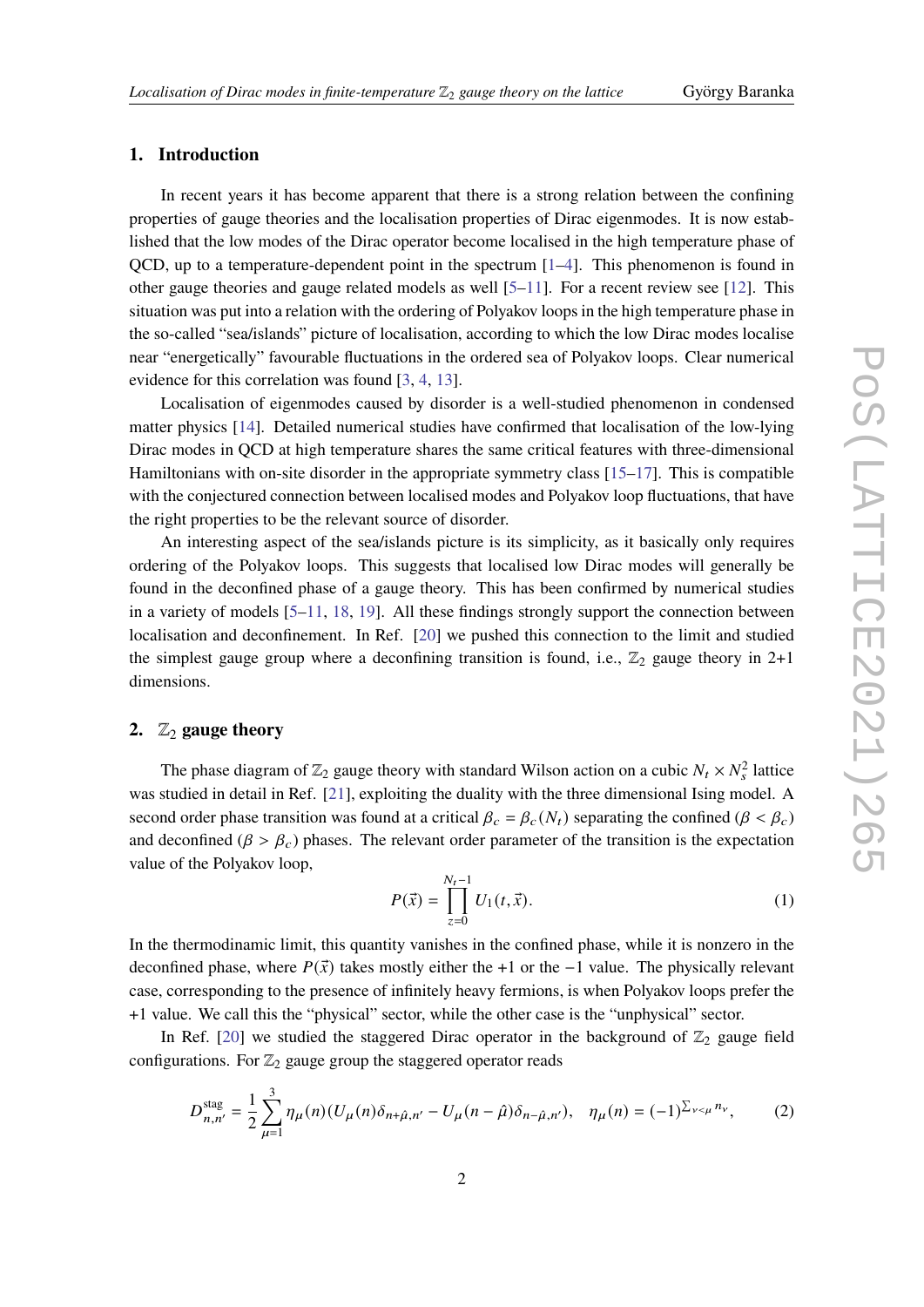## 1. Introduction

In recent years it has become apparent that there is a strong relation between the confining properties of gauge theories and the localisation properties of Dirac eigenmodes. It is now established that the low modes of the Dirac operator become localised in the high temperature phase of QCD, up to a temperature-dependent point in the spectrum [1–4]. This phenomenon is found in other gauge theories and gauge related models as well [5–11]. For a recent review see [12]. This situation was put into a relation with the ordering of Polyakov loops in the high temperature phase in the so-called "sea/islands" picture of localisation, according to which the low Dirac modes localise near "energetically" favourable fluctuations in the ordered sea of Polyakov loops. Clear numerical evidence for this correlation was found [3, 4, 13].

Localisation of eigenmodes caused by disorder is a well-studied phenomenon in condensed matter physics [14]. Detailed numerical studies have confirmed that localisation of the low-lying Dirac modes in QCD at high temperature shares the same critical features with three-dimensional Hamiltonians with on-site disorder in the appropriate symmetry class [15–17]. This is compatible with the conjectured connection between localised modes and Polyakov loop fluctuations, that have the right properties to be the relevant source of disorder.

An interesting aspect of the sea/islands picture is its simplicity, as it basically only requires ordering of the Polyakov loops. This suggests that localised low Dirac modes will generally be found in the deconfined phase of a gauge theory. This has been confirmed by numerical studies in a variety of models [5–11, 18, 19]. All these findings strongly support the connection between localisation and deconfinement. In Ref. [20] we pushed this connection to the limit and studied the simplest gauge group where a deconfining transition is found, i.e., $\mathbb{Z}_2$ gauge theory in 2+1 dimensions.

## 2. $\mathbb{Z}_2$ gauge theory

The phase diagram of $\mathbb{Z}_2$ gauge theory with standard Wilson action on a cubic $N_t \times N_s^2$ lattice was studied in detail in Ref. [21], exploiting the duality with the three dimensional Ising model. A second order phase transition was found at a critical $\beta_c = \beta_c(N_t)$ separating the confined ($\beta < \beta_c$) and deconfined ($\beta > \beta_c$) phases. The relevant order parameter of the transition is the expectation value of the Polyakov loop,

$$P(\vec{x}) = \prod_{z=0}^{N_t-1} U_1(t, \vec{x}). \tag{1}$$

In the thermodinamic limit, this quantity vanishes in the confined phase, while it is nonzero in the deconfined phase, where $P(\vec{x})$ takes mostly either the +1 or the $-1$ value. The physically relevant case, corresponding to the presence of infinitely heavy fermions, is when Polyakov loops prefer the +1 value. We call this the "physical" sector, while the other case is the "unphysical" sector.

In Ref. [20] we studied the staggered Dirac operator in the background of $\mathbb{Z}_2$ gauge field configurations. For $\mathbb{Z}_2$ gauge group the staggered operator reads

$$D^{\text{stag}}_{n,n'} = \frac{1}{2} \sum_{\mu=1}^{3} \eta_\mu(n) (U_\mu(n) \delta_{n+\hat{\mu},n'} - U_\mu(n-\hat{\mu}) \delta_{n-\hat{\mu},n'}), \quad \eta_\mu(n) = (-1)^{\sum_{\nu<\mu} n_\nu}, \tag{2}$$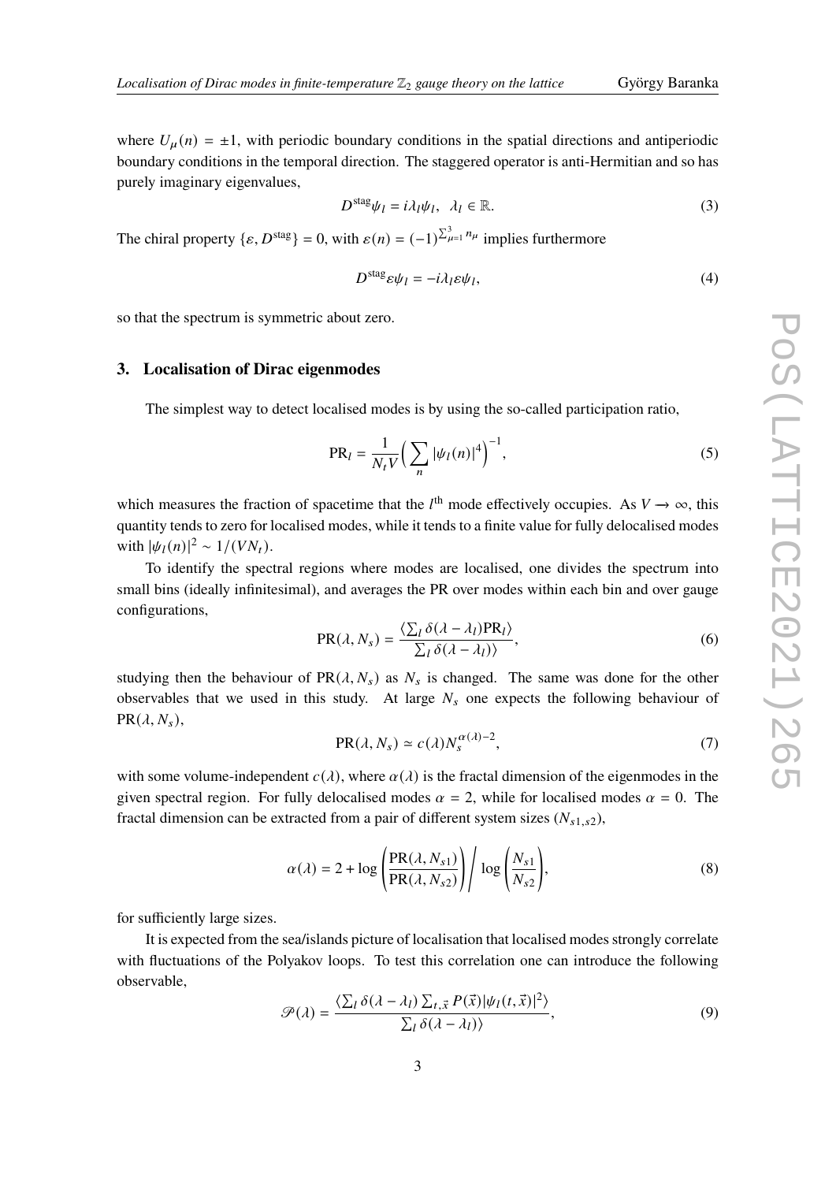where $U_\mu(n) = \pm 1$, with periodic boundary conditions in the spatial directions and antiperiodic boundary conditions in the temporal direction. The staggered operator is anti-Hermitian and so has purely imaginary eigenvalues,

$$D^{\rm stag}\psi_l = i\lambda_l\psi_l, \quad \lambda_l \in \mathbb{R}. \tag{3}$$

The chiral property $\{\varepsilon, D^{\rm stag}\} = 0$, with $\varepsilon(n) = (-1)^{\sum_{\mu=1}^{3} n_\mu}$ implies furthermore

$$D^{\rm stag}\varepsilon\psi_l = -i\lambda_l\varepsilon\psi_l, \tag{4}$$

so that the spectrum is symmetric about zero.

## 3. Localisation of Dirac eigenmodes

The simplest way to detect localised modes is by using the so-called participation ratio,

$$\mathrm{PR}_l = \frac{1}{N_t V}\Big(\sum_n |\psi_l(n)|^4\Big)^{-1}, \tag{5}$$

which measures the fraction of spacetime that the $l^{\rm th}$ mode effectively occupies. As $V \to \infty$, this quantity tends to zero for localised modes, while it tends to a finite value for fully delocalised modes with $|\psi_l(n)|^2 \sim 1/(VN_t)$.

To identify the spectral regions where modes are localised, one divides the spectrum into small bins (ideally infinitesimal), and averages the PR over modes within each bin and over gauge configurations,

$$\mathrm{PR}(\lambda, N_s) = \frac{\langle \sum_l \delta(\lambda - \lambda_l)\mathrm{PR}_l\rangle}{\sum_l \delta(\lambda - \lambda_l)\rangle}, \tag{6}$$

studying then the behaviour of $\mathrm{PR}(\lambda, N_s)$ as $N_s$ is changed. The same was done for the other observables that we used in this study. At large $N_s$ one expects the following behaviour of $\mathrm{PR}(\lambda, N_s)$,

$$\mathrm{PR}(\lambda, N_s) \simeq c(\lambda) N_s^{\alpha(\lambda)-2}, \tag{7}$$

with some volume-independent $c(\lambda)$, where $\alpha(\lambda)$ is the fractal dimension of the eigenmodes in the given spectral region. For fully delocalised modes $\alpha = 2$, while for localised modes $\alpha = 0$. The fractal dimension can be extracted from a pair of different system sizes ($N_{s1,s2}$),

$$\alpha(\lambda) = 2 + \log\left(\frac{\mathrm{PR}(\lambda, N_{s1})}{\mathrm{PR}(\lambda, N_{s2})}\right) \Bigg/ \log\left(\frac{N_{s1}}{N_{s2}}\right), \tag{8}$$

for sufficiently large sizes.

It is expected from the sea/islands picture of localisation that localised modes strongly correlate with fluctuations of the Polyakov loops. To test this correlation one can introduce the following observable,

$$\mathscr{P}(\lambda) = \frac{\langle \sum_l \delta(\lambda - \lambda_l) \sum_{t,\vec{x}} P(\vec{x})|\psi_l(t,\vec{x})|^2\rangle}{\sum_l \delta(\lambda - \lambda_l)\rangle}, \tag{9}$$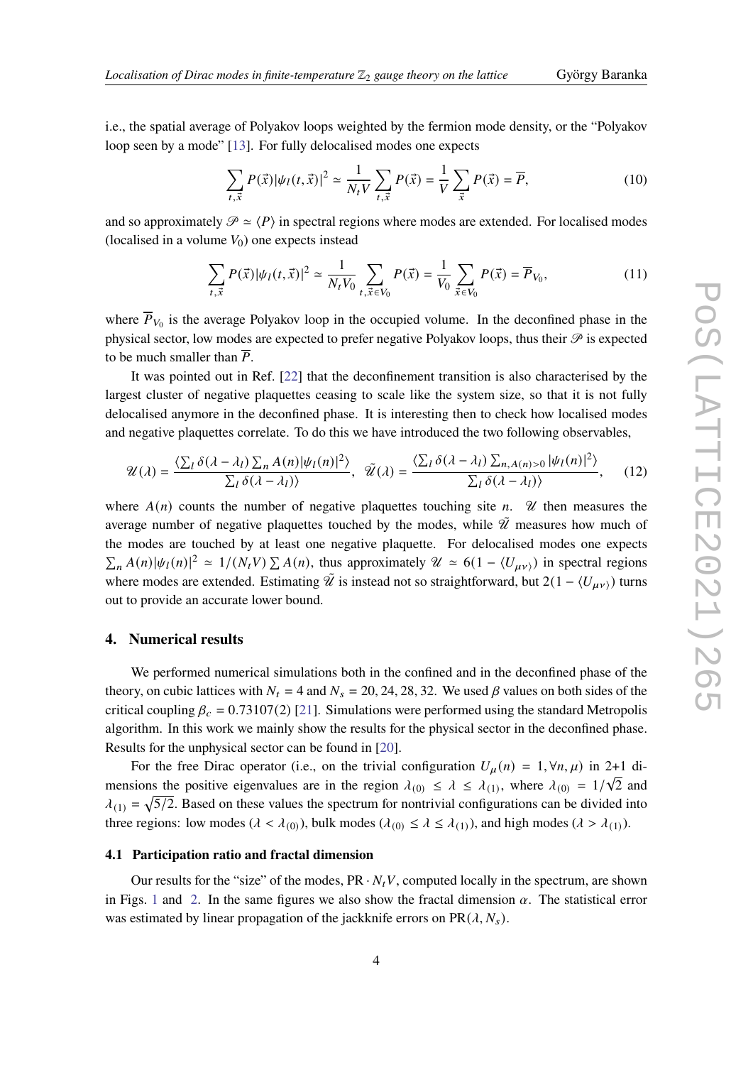i.e., the spatial average of Polyakov loops weighted by the fermion mode density, or the "Polyakov loop seen by a mode" [13]. For fully delocalised modes one expects

$$\sum_{t,\vec{x}} P(\vec{x})|\psi_l(t,\vec{x})|^2 \simeq \frac{1}{N_t V}\sum_{t,\vec{x}} P(\vec{x}) = \frac{1}{V}\sum_{\vec{x}} P(\vec{x}) = \overline{P}, \tag{10}$$

and so approximately $\mathscr{P} \simeq \langle P \rangle$ in spectral regions where modes are extended. For localised modes (localised in a volume $V_0$) one expects instead

$$\sum_{t,\vec{x}} P(\vec{x})|\psi_l(t,\vec{x})|^2 \simeq \frac{1}{N_t V_0}\sum_{t,\vec{x}\in V_0} P(\vec{x}) = \frac{1}{V_0}\sum_{\vec{x}\in V_0} P(\vec{x}) = \overline{P}_{V_0}, \tag{11}$$

where $\overline{P}_{V_0}$ is the average Polyakov loop in the occupied volume. In the deconfined phase in the physical sector, low modes are expected to prefer negative Polyakov loops, thus their $\mathscr{P}$ is expected to be much smaller than $\overline{P}$.

It was pointed out in Ref. [22] that the deconfinement transition is also characterised by the largest cluster of negative plaquettes ceasing to scale like the system size, so that it is not fully delocalised anymore in the deconfined phase. It is interesting then to check how localised modes and negative plaquettes correlate. To do this we have introduced the two following observables,

$$\mathscr{U}(\lambda) = \frac{\langle \sum_l \delta(\lambda-\lambda_l)\sum_n A(n)|\psi_l(n)|^2\rangle}{\sum_l \delta(\lambda-\lambda_l)\rangle}, \quad \tilde{\mathscr{U}}(\lambda) = \frac{\langle \sum_l \delta(\lambda-\lambda_l)\sum_{n,A(n)>0}|\psi_l(n)|^2\rangle}{\sum_l \delta(\lambda-\lambda_l)\rangle}, \tag{12}$$

where $A(n)$ counts the number of negative plaquettes touching site $n$. $\mathscr{U}$ then measures the average number of negative plaquettes touched by the modes, while $\tilde{\mathscr{U}}$ measures how much of the modes are touched by at least one negative plaquette. For delocalised modes one expects $\sum_n A(n)|\psi_l(n)|^2 \simeq 1/(N_t V)\sum A(n)$, thus approximately $\mathscr{U} \simeq 6(1-\langle U_{\mu\nu}\rangle)$ in spectral regions where modes are extended. Estimating $\tilde{\mathscr{U}}$ is instead not so straightforward, but $2(1-\langle U_{\mu\nu}\rangle)$ turns out to provide an accurate lower bound.

## 4. Numerical results

We performed numerical simulations both in the confined and in the deconfined phase of the theory, on cubic lattices with $N_t = 4$ and $N_s = 20, 24, 28, 32$. We used $\beta$ values on both sides of the critical coupling $\beta_c = 0.73107(2)$ [21]. Simulations were performed using the standard Metropolis algorithm. In this work we mainly show the results for the physical sector in the deconfined phase. Results for the unphysical sector can be found in [20].

For the free Dirac operator (i.e., on the trivial configuration $U_\mu(n) = 1, \forall n, \mu$) in 2+1 dimensions the positive eigenvalues are in the region $\lambda_{(0)} \le \lambda \le \lambda_{(1)}$, where $\lambda_{(0)} = 1/\sqrt{2}$ and $\lambda_{(1)} = \sqrt{5/2}$. Based on these values the spectrum for nontrivial configurations can be divided into three regions: low modes ($\lambda < \lambda_{(0)}$), bulk modes ($\lambda_{(0)} \le \lambda \le \lambda_{(1)}$), and high modes ($\lambda > \lambda_{(1)}$).

### 4.1 Participation ratio and fractal dimension

Our results for the "size" of the modes, $\mathrm{PR} \cdot N_t V$, computed locally in the spectrum, are shown in Figs. 1 and 2. In the same figures we also show the fractal dimension $\alpha$. The statistical error was estimated by linear propagation of the jackknife errors on $\mathrm{PR}(\lambda, N_s)$.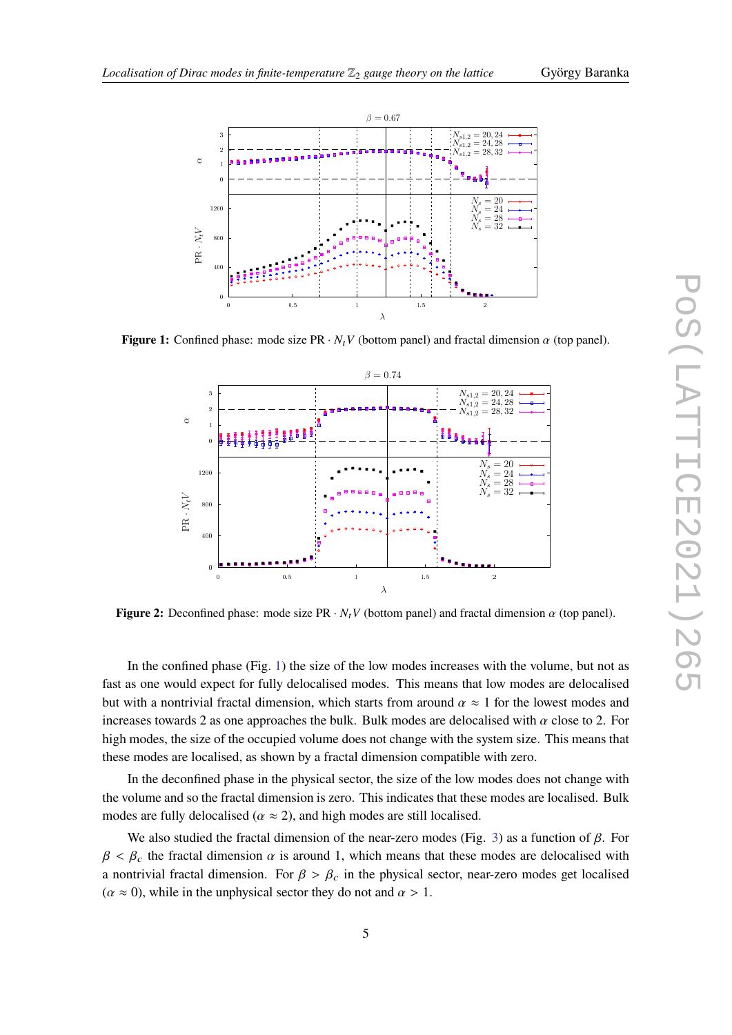**Figure 1:** Confined phase: mode size $\mathrm{PR} \cdot N_t V$ (bottom panel) and fractal dimension $\alpha$ (top panel).

**Figure 2:** Deconfined phase: mode size $\mathrm{PR} \cdot N_t V$ (bottom panel) and fractal dimension $\alpha$ (top panel).

In the confined phase (Fig. 1) the size of the low modes increases with the volume, but not as fast as one would expect for fully delocalised modes. This means that low modes are delocalised but with a nontrivial fractal dimension, which starts from around $\alpha \approx 1$ for the lowest modes and increases towards 2 as one approaches the bulk. Bulk modes are delocalised with $\alpha$ close to 2. For high modes, the size of the occupied volume does not change with the system size. This means that these modes are localised, as shown by a fractal dimension compatible with zero.

In the deconfined phase in the physical sector, the size of the low modes does not change with the volume and so the fractal dimension is zero. This indicates that these modes are localised. Bulk modes are fully delocalised ($\alpha \approx 2$), and high modes are still localised.

We also studied the fractal dimension of the near-zero modes (Fig. 3) as a function of $\beta$. For $\beta < \beta_c$ the fractal dimension $\alpha$ is around 1, which means that these modes are delocalised with a nontrivial fractal dimension. For $\beta > \beta_c$ in the physical sector, near-zero modes get localised ($\alpha \approx 0$), while in the unphysical sector they do not and $\alpha > 1$.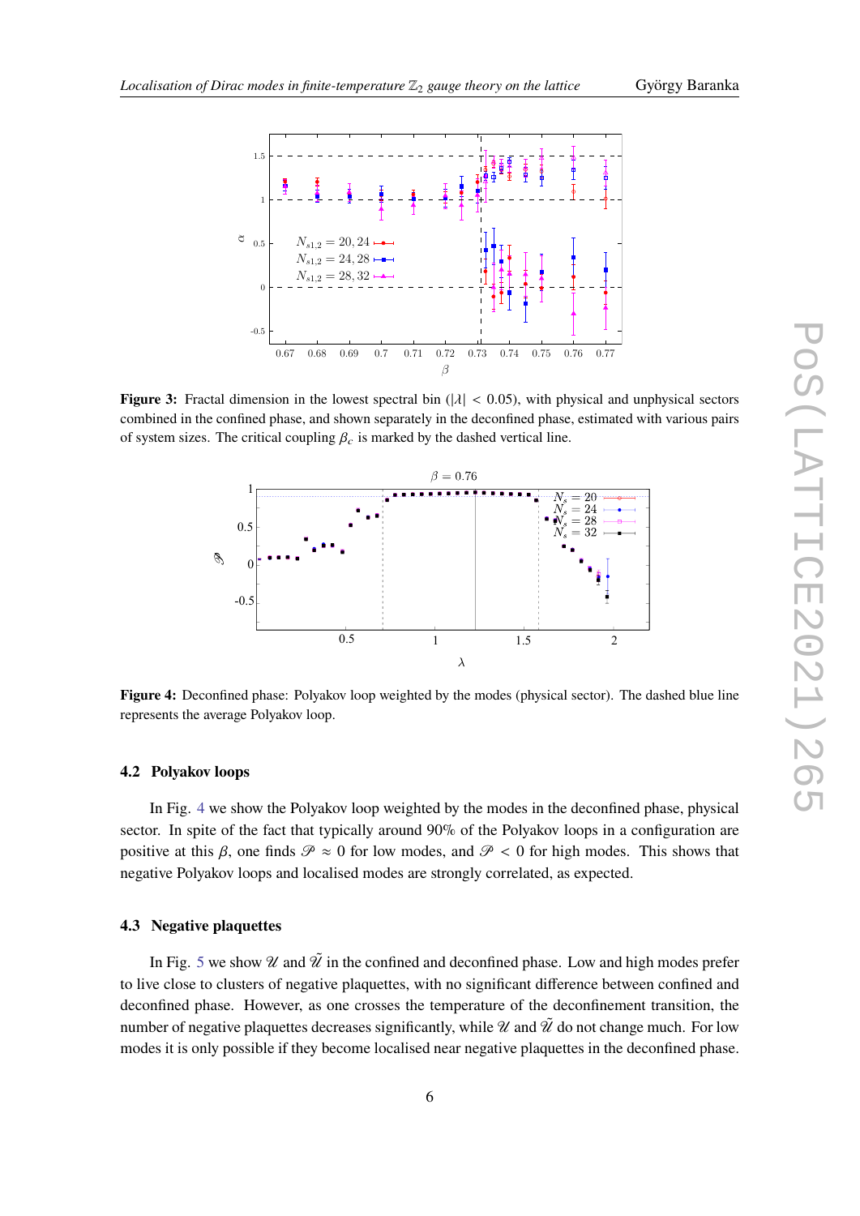**Figure 3:** Fractal dimension in the lowest spectral bin ($|\lambda| < 0.05$), with physical and unphysical sectors combined in the confined phase, and shown separately in the deconfined phase, estimated with various pairs of system sizes. The critical coupling $\beta_c$ is marked by the dashed vertical line.

**Figure 4:** Deconfined phase: Polyakov loop weighted by the modes (physical sector). The dashed blue line represents the average Polyakov loop.

### 4.2 Polyakov loops

In Fig. 4 we show the Polyakov loop weighted by the modes in the deconfined phase, physical sector. In spite of the fact that typically around 90% of the Polyakov loops in a configuration are positive at this $\beta$, one finds $\mathscr{P} \approx 0$ for low modes, and $\mathscr{P} < 0$ for high modes. This shows that negative Polyakov loops and localised modes are strongly correlated, as expected.

### 4.3 Negative plaquettes

In Fig. 5 we show $\mathscr{U}$ and $\tilde{\mathscr{U}}$ in the confined and deconfined phase. Low and high modes prefer to live close to clusters of negative plaquettes, with no significant difference between confined and deconfined phase. However, as one crosses the temperature of the deconfinement transition, the number of negative plaquettes decreases significantly, while $\mathscr{U}$ and $\tilde{\mathscr{U}}$ do not change much. For low modes it is only possible if they become localised near negative plaquettes in the deconfined phase.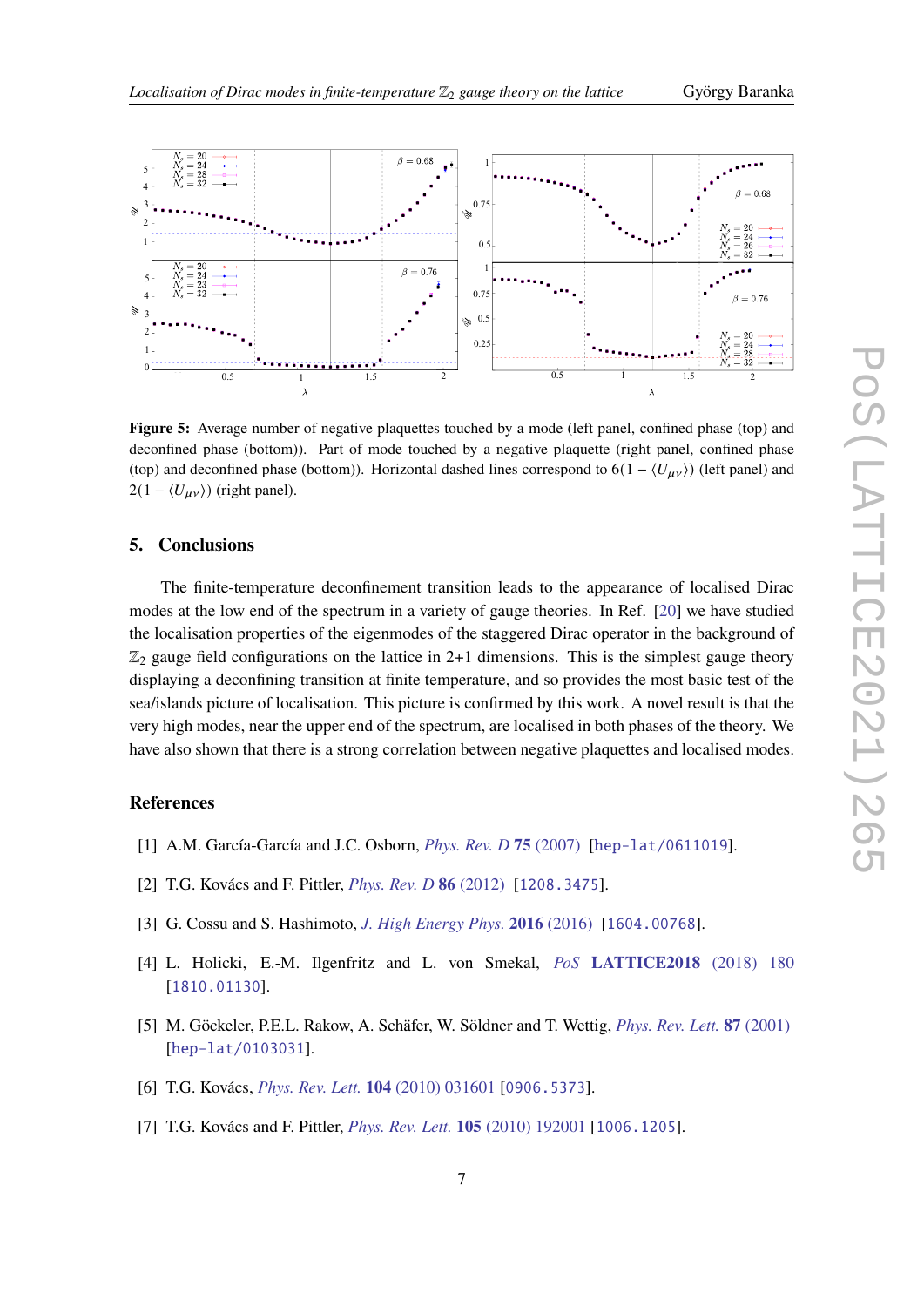**Figure 5:** Average number of negative plaquettes touched by a mode (left panel, confined phase (top) and deconfined phase (bottom)). Part of mode touched by a negative plaquette (right panel, confined phase (top) and deconfined phase (bottom)). Horizontal dashed lines correspond to $6(1 - \langle U_{\mu\nu} \rangle)$ (left panel) and $2(1 - \langle U_{\mu\nu} \rangle)$ (right panel).

## 5. Conclusions

The finite-temperature deconfinement transition leads to the appearance of localised Dirac modes at the low end of the spectrum in a variety of gauge theories. In Ref. [20] we have studied the localisation properties of the eigenmodes of the staggered Dirac operator in the background of $\mathbb{Z}_2$ gauge field configurations on the lattice in 2+1 dimensions. This is the simplest gauge theory displaying a deconfining transition at finite temperature, and so provides the most basic test of the sea/islands picture of localisation. This picture is confirmed by this work. A novel result is that the very high modes, near the upper end of the spectrum, are localised in both phases of the theory. We have also shown that there is a strong correlation between negative plaquettes and localised modes.

## References

[1] A.M. García-García and J.C. Osborn, *Phys. Rev. D* **75** (2007) [hep-lat/0611019].

[2] T.G. Kovács and F. Pittler, *Phys. Rev. D* **86** (2012) [1208.3475].

[3] G. Cossu and S. Hashimoto, *J. High Energy Phys.* **2016** (2016) [1604.00768].

[4] L. Holicki, E.-M. Ilgenfritz and L. von Smekal, *PoS* **LATTICE2018** (2018) 180 [1810.01130].

[5] M. Göckeler, P.E.L. Rakow, A. Schäfer, W. Söldner and T. Wettig, *Phys. Rev. Lett.* **87** (2001) [hep-lat/0103031].

[6] T.G. Kovács, *Phys. Rev. Lett.* **104** (2010) 031601 [0906.5373].

[7] T.G. Kovács and F. Pittler, *Phys. Rev. Lett.* **105** (2010) 192001 [1006.1205].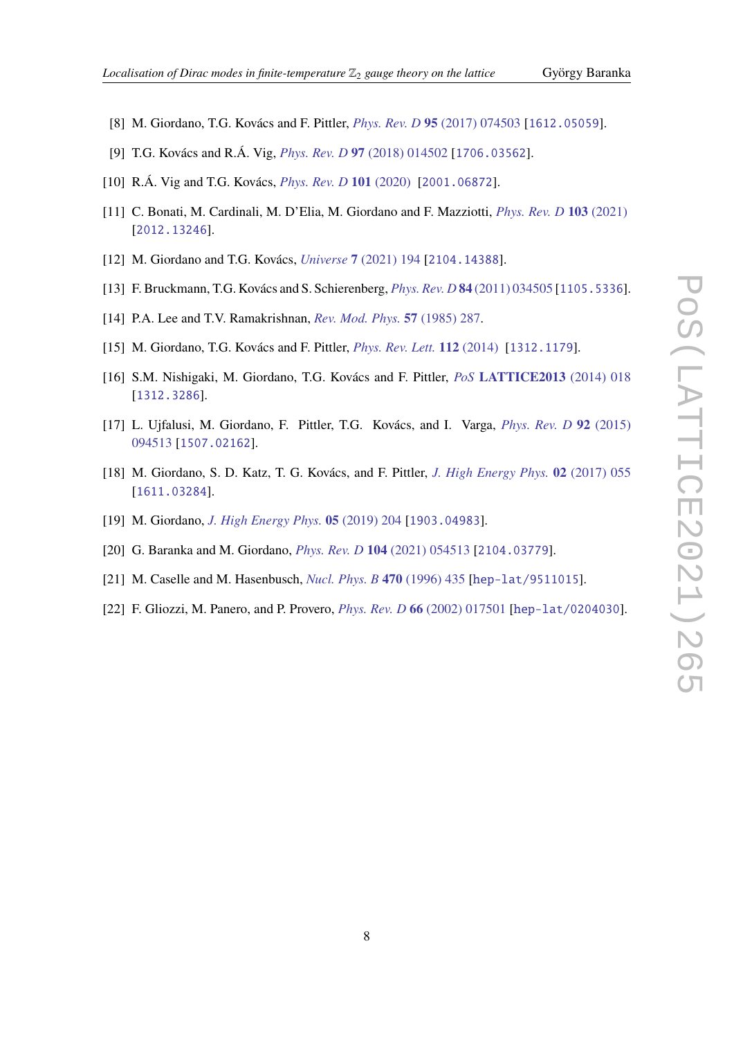[8] M. Giordano, T.G. Kovács and F. Pittler, *Phys. Rev. D* **95** (2017) 074503 [1612.05059].

[9] T.G. Kovács and R.Á. Vig, *Phys. Rev. D* **97** (2018) 014502 [1706.03562].

[10] R.Á. Vig and T.G. Kovács, *Phys. Rev. D* **101** (2020) [2001.06872].

[11] C. Bonati, M. Cardinali, M. D'Elia, M. Giordano and F. Mazziotti, *Phys. Rev. D* **103** (2021) [2012.13246].

[12] M. Giordano and T.G. Kovács, *Universe* **7** (2021) 194 [2104.14388].

[13] F. Bruckmann, T.G. Kovács and S. Schierenberg, *Phys. Rev. D* **84** (2011) 034505 [1105.5336].

[14] P.A. Lee and T.V. Ramakrishnan, *Rev. Mod. Phys.* **57** (1985) 287.

[15] M. Giordano, T.G. Kovács and F. Pittler, *Phys. Rev. Lett.* **112** (2014) [1312.1179].

[16] S.M. Nishigaki, M. Giordano, T.G. Kovács and F. Pittler, *PoS* **LATTICE2013** (2014) 018 [1312.3286].

[17] L. Ujfalusi, M. Giordano, F. Pittler, T.G. Kovács, and I. Varga, *Phys. Rev. D* **92** (2015) 094513 [1507.02162].

[18] M. Giordano, S. D. Katz, T. G. Kovács, and F. Pittler, *J. High Energy Phys.* **02** (2017) 055 [1611.03284].

[19] M. Giordano, *J. High Energy Phys.* **05** (2019) 204 [1903.04983].

[20] G. Baranka and M. Giordano, *Phys. Rev. D* **104** (2021) 054513 [2104.03779].

[21] M. Caselle and M. Hasenbusch, *Nucl. Phys. B* **470** (1996) 435 [hep-lat/9511015].

[22] F. Gliozzi, M. Panero, and P. Provero, *Phys. Rev. D* **66** (2002) 017501 [hep-lat/0204030].